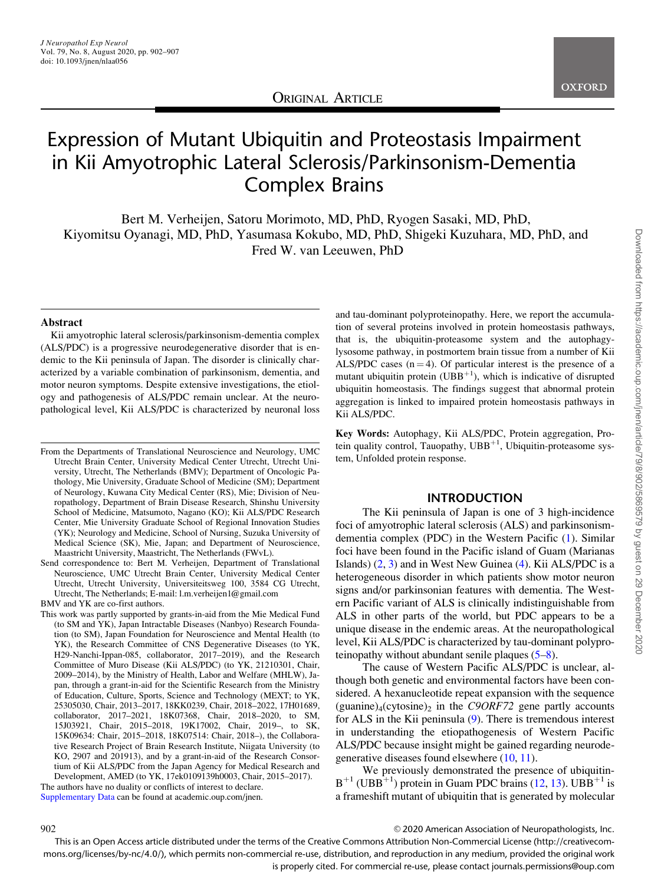ORIGINAL ARTICLE

# Expression of Mutant Ubiquitin and Proteostasis Impairment in Kii Amyotrophic Lateral Sclerosis/Parkinsonism-Dementia Complex Brains

Bert M. Verheijen, Satoru Morimoto, MD, PhD, Ryogen Sasaki, MD, PhD, Kiyomitsu Oyanagi, MD, PhD, Yasumasa Kokubo, MD, PhD, Shigeki Kuzuhara, MD, PhD, and Fred W. van Leeuwen, PhD

## Abstract

Kii amyotrophic lateral sclerosis/parkinsonism-dementia complex (ALS/PDC) is a progressive neurodegenerative disorder that is endemic to the Kii peninsula of Japan. The disorder is clinically characterized by a variable combination of parkinsonism, dementia, and motor neuron symptoms. Despite extensive investigations, the etiology and pathogenesis of ALS/PDC remain unclear. At the neuropathological level, Kii ALS/PDC is characterized by neuronal loss and tau-dominant polyproteinopathy. Here, we report the accumulation of several proteins involved in protein homeostasis pathways, that is, the ubiquitin-proteasome system and the autophagy-lysosome pathway, in postmortem brain tissue from a number of Kii ALS/PDC cases (n = 4). Of particular interest is the presence of a mutant ubiquitin protein ($UBB^{+1}$), which is indicative of disrupted ubiquitin homeostasis. The findings suggest that abnormal protein aggregation is linked to impaired protein homeostasis pathways in Kii ALS/PDC.

**Key Words:** Autophagy, Kii ALS/PDC, Protein aggregation, Protein quality control, Tauopathy, $UBB^{+1}$, Ubiquitin-proteasome system, Unfolded protein response.

From the Departments of Translational Neuroscience and Neurology, UMC Utrecht Brain Center, University Medical Center Utrecht, Utrecht University, Utrecht, The Netherlands (BMV); Department of Oncologic Pathology, Mie University, Graduate School of Medicine (SM); Department of Neurology, Kuwana City Medical Center (RS), Mie; Division of Neuropathology, Department of Brain Disease Research, Shinshu University School of Medicine, Matsumoto, Nagano (KO); Kii ALS/PDC Research Center, Mie University Graduate School of Regional Innovation Studies (YK); Neurology and Medicine, School of Nursing, Suzuka University of Medical Science (SK), Mie, Japan; and Department of Neuroscience, Maastricht University, Maastricht, The Netherlands (FWvL).

Send correspondence to: Bert M. Verheijen, Department of Translational Neuroscience, UMC Utrecht Brain Center, University Medical Center Utrecht, Utrecht University, Universiteitsweg 100, 3584 CG Utrecht, Utrecht, The Netherlands; E-mail: l.m.verheijen1@gmail.com

BMV and YK are co-first authors.

This work was partly supported by grants-in-aid from the Mie Medical Fund (to SM and YK), Japan Intractable Diseases (Nanbyo) Research Foundation (to SM), Japan Foundation for Neuroscience and Mental Health (to YK), the Research Committee of CNS Degenerative Diseases (to YK, H29-Nanchi-Ippan-085, collaborator, 2017–2019), and the Research Committee of Muro Disease (Kii ALS/PDC) (to YK, 21210301, Chair, 2009–2014), by the Ministry of Health, Labor and Welfare (MHLW), Japan, through a grant-in-aid for the Scientific Research from the Ministry of Education, Culture, Sports, Science and Technology (MEXT; to YK, 25305030, Chair, 2013–2017, 18KK0239, Chair, 2018–2022, 17H01689, collaborator, 2017–2021, 18K07368, Chair, 2018–2020, to SM, 15J03921, Chair, 2015–2018, 19K17002, Chair, 2019–, to SK, 15K09634: Chair, 2015–2018, 18K07514: Chair, 2018–), the Collaborative Research Project of Brain Research Institute, Niigata University (to KO, 2907 and 201913), and by a grant-in-aid of the Research Consortium of Kii ALS/PDC from the Japan Agency for Medical Research and Development, AMED (to YK, 17ek0109139h0003, Chair, 2015–2017).

The authors have no duality or conflicts of interest to declare.

Supplementary Data can be found at academic.oup.com/jnen.

## INTRODUCTION

The Kii peninsula of Japan is one of 3 high-incidence foci of amyotrophic lateral sclerosis (ALS) and parkinsonism-dementia complex (PDC) in the Western Pacific (1). Similar foci have been found in the Pacific island of Guam (Marianas Islands) (2, 3) and in West New Guinea (4). Kii ALS/PDC is a heterogeneous disorder in which patients show motor neuron signs and/or parkinsonian features with dementia. The Western Pacific variant of ALS is clinically indistinguishable from ALS in other parts of the world, but PDC appears to be a unique disease in the endemic areas. At the neuropathological level, Kii ALS/PDC is characterized by tau-dominant polyproteinopathy without abundant senile plaques (5–8).

The cause of Western Pacific ALS/PDC is unclear, although both genetic and environmental factors have been considered. A hexanucleotide repeat expansion with the sequence $(\text{guanine})_4(\text{cytosine})_2$ in the *C9ORF72* gene partly accounts for ALS in the Kii peninsula (9). There is tremendous interest in understanding the etiopathogenesis of Western Pacific ALS/PDC because insight might be gained regarding neurodegenerative diseases found elsewhere (10, 11).

We previously demonstrated the presence of ubiquitin-$B^{+1}$ ($UBB^{+1}$) protein in Guam PDC brains (12, 13). $UBB^{+1}$ is a frameshift mutant of ubiquitin that is generated by molecular

© 2020 American Association of Neuropathologists, Inc.

This is an Open Access article distributed under the terms of the Creative Commons Attribution Non-Commercial License (http://creativecommons.org/licenses/by-nc/4.0/), which permits non-commercial re-use, distribution, and reproduction in any medium, provided the original work is properly cited. For commercial re-use, please contact journals.permissions@oup.com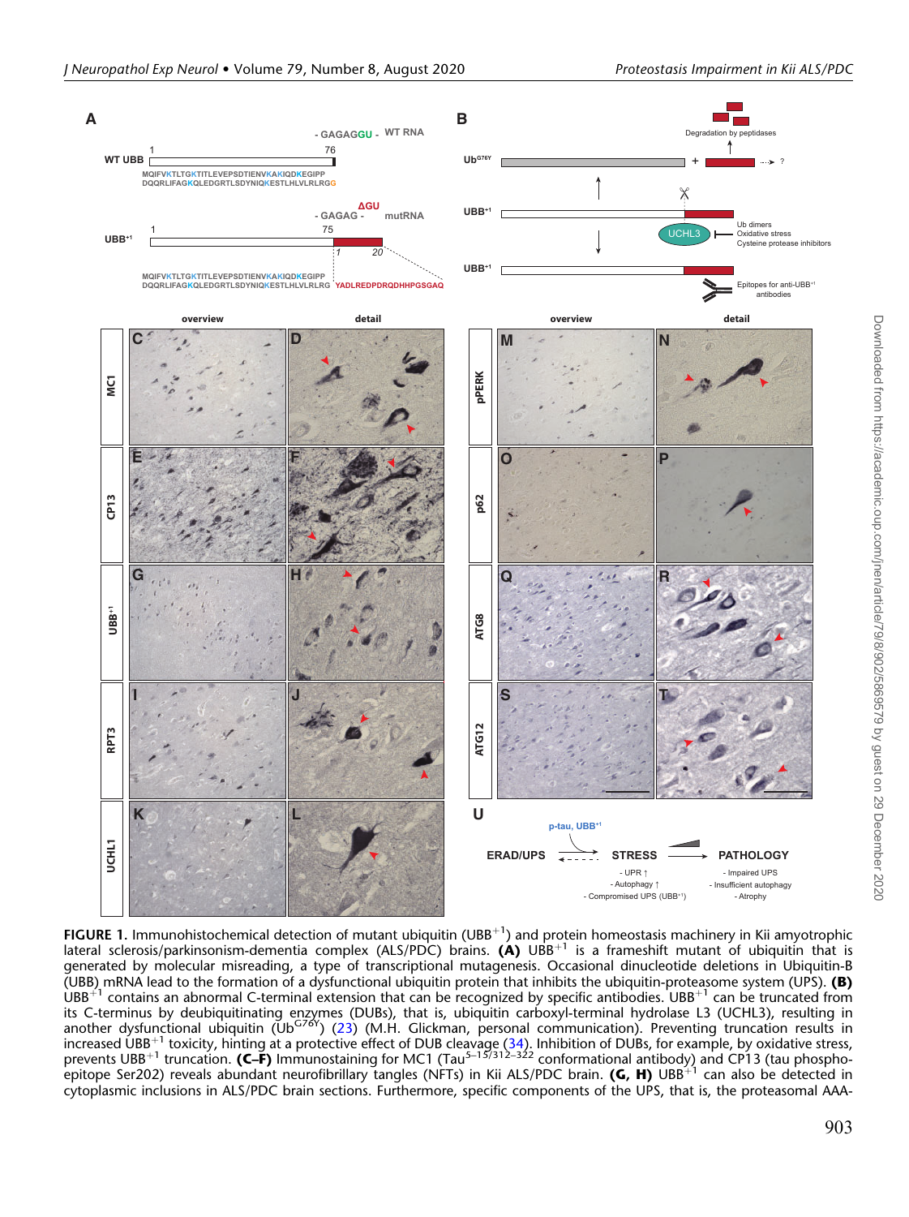**FIGURE 1.** Immunohistochemical detection of mutant ubiquitin ($UBB^{+1}$) and protein homeostasis machinery in Kii amyotrophic lateral sclerosis/parkinsonism-dementia complex (ALS/PDC) brains. **(A)** $UBB^{+1}$ is a frameshift mutant of ubiquitin that is generated by molecular misreading, a type of transcriptional mutagenesis. Occasional dinucleotide deletions in Ubiquitin-B (UBB) mRNA lead to the formation of a dysfunctional ubiquitin protein that inhibits the ubiquitin-proteasome system (UPS). **(B)** $UBB^{+1}$ contains an abnormal C-terminal extension that can be recognized by specific antibodies. $UBB^{+1}$ can be truncated from its C-terminus by deubiquitinating enzymes (DUBs), that is, ubiquitin carboxyl-terminal hydrolase L3 (UCHL3), resulting in another dysfunctional ubiquitin ($Ub^{G76Y}$) (23) (M.H. Glickman, personal communication). Preventing truncation results in increased $UBB^{+1}$ toxicity, hinting at a protective effect of DUB cleavage (34). Inhibition of DUBs, for example, by oxidative stress, prevents $UBB^{+1}$ truncation. **(C–F)** Immunostaining for MC1 ($Tau^{5-15/312-322}$ conformational antibody) and CP13 (tau phospho-epitope Ser202) reveals abundant neurofibrillary tangles (NFTs) in Kii ALS/PDC brain. **(G, H)** $UBB^{+1}$ can also be detected in cytoplasmic inclusions in ALS/PDC brain sections. Furthermore, specific components of the UPS, that is, the proteasomal AAA-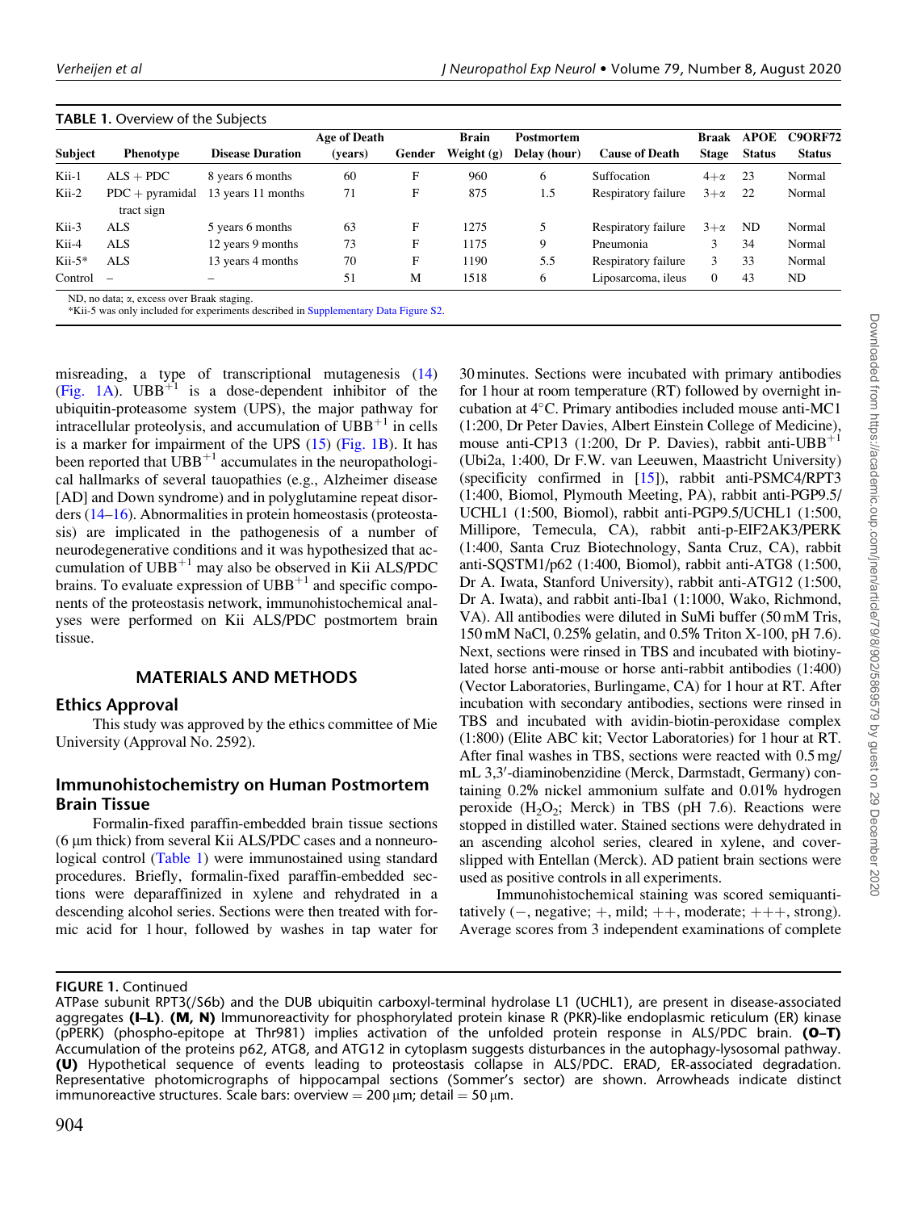**TABLE 1.** Overview of the Subjects

| Subject | Phenotype | Disease Duration | Age of Death (years) | Gender | Brain Weight (g) | Postmortem Delay (hour) | Cause of Death | Braak Stage | APOE Status | C9ORF72 Status |
|---|---|---|---|---|---|---|---|---|---|---|
| Kii-1 | ALS + PDC | 8 years 6 months | 60 | F | 960 | 6 | Suffocation | 4+α | 23 | Normal |
| Kii-2 | PDC + pyramidal tract sign | 13 years 11 months | 71 | F | 875 | 1.5 | Respiratory failure | 3+α | 22 | Normal |
| Kii-3 | ALS | 5 years 6 months | 63 | F | 1275 | 5 | Respiratory failure | 3+α | ND | Normal |
| Kii-4 | ALS | 12 years 9 months | 73 | F | 1175 | 9 | Pneumonia | 3 | 34 | Normal |
| Kii-5* | ALS | 13 years 4 months | 70 | F | 1190 | 5.5 | Respiratory failure | 3 | 33 | Normal |
| Control | – | – | 51 | M | 1518 | 6 | Liposarcoma, ileus | 0 | 43 | ND |

ND, no data; α, excess over Braak staging.
*Kii-5 was only included for experiments described in Supplementary Data Figure S2.

misreading, a type of transcriptional mutagenesis (14) (Fig. 1A). $UBB^{+1}$ is a dose-dependent inhibitor of the ubiquitin-proteasome system (UPS), the major pathway for intracellular proteolysis, and accumulation of $UBB^{+1}$ in cells is a marker for impairment of the UPS (15) (Fig. 1B). It has been reported that $UBB^{+1}$ accumulates in the neuropathological hallmarks of several tauopathies (e.g., Alzheimer disease [AD] and Down syndrome) and in polyglutamine repeat disorders (14–16). Abnormalities in protein homeostasis (proteostasis) are implicated in the pathogenesis of a number of neurodegenerative conditions and it was hypothesized that accumulation of $UBB^{+1}$ may also be observed in Kii ALS/PDC brains. To evaluate expression of $UBB^{+1}$ and specific components of the proteostasis network, immunohistochemical analyses were performed on Kii ALS/PDC postmortem brain tissue.

## MATERIALS AND METHODS

### Ethics Approval

This study was approved by the ethics committee of Mie University (Approval No. 2592).

### Immunohistochemistry on Human Postmortem Brain Tissue

Formalin-fixed paraffin-embedded brain tissue sections (6 μm thick) from several Kii ALS/PDC cases and a nonneurological control (Table 1) were immunostained using standard procedures. Briefly, formalin-fixed paraffin-embedded sections were deparaffinized in xylene and rehydrated in a descending alcohol series. Sections were then treated with formic acid for 1 hour, followed by washes in tap water for 30 minutes. Sections were incubated with primary antibodies for 1 hour at room temperature (RT) followed by overnight incubation at 4°C. Primary antibodies included mouse anti-MC1 (1:200, Dr Peter Davies, Albert Einstein College of Medicine), mouse anti-CP13 (1:200, Dr P. Davies), rabbit anti-$UBB^{+1}$ (Ubi2a, 1:400, Dr F.W. van Leeuwen, Maastricht University) (specificity confirmed in [15]), rabbit anti-PSMC4/RPT3 (1:400, Biomol, Plymouth Meeting, PA), rabbit anti-PGP9.5/UCHL1 (1:500, Biomol), rabbit anti-PGP9.5/UCHL1 (1:500, Millipore, Temecula, CA), rabbit anti-p-EIF2AK3/PERK (1:400, Santa Cruz Biotechnology, Santa Cruz, CA), rabbit anti-SQSTM1/p62 (1:400, Biomol), rabbit anti-ATG8 (1:500, Dr A. Iwata, Stanford University), rabbit anti-ATG12 (1:500, Dr A. Iwata), and rabbit anti-Iba1 (1:1000, Wako, Richmond, VA). All antibodies were diluted in SuMi buffer (50 mM Tris, 150 mM NaCl, 0.25% gelatin, and 0.5% Triton X-100, pH 7.6). Next, sections were rinsed in TBS and incubated with biotinylated horse anti-mouse or horse anti-rabbit antibodies (1:400) (Vector Laboratories, Burlingame, CA) for 1 hour at RT. After incubation with secondary antibodies, sections were rinsed in TBS and incubated with avidin-biotin-peroxidase complex (1:800) (Elite ABC kit; Vector Laboratories) for 1 hour at RT. After final washes in TBS, sections were reacted with 0.5 mg/mL 3,3′-diaminobenzidine (Merck, Darmstadt, Germany) containing 0.2% nickel ammonium sulfate and 0.01% hydrogen peroxide ($H_2O_2$; Merck) in TBS (pH 7.6). Reactions were stopped in distilled water. Stained sections were dehydrated in an ascending alcohol series, cleared in xylene, and coverslipped with Entellan (Merck). AD patient brain sections were used as positive controls in all experiments.

Immunohistochemical staining was scored semiquantitatively (−, negative; +, mild; ++, moderate; +++, strong). Average scores from 3 independent examinations of complete

**FIGURE 1.** Continued
ATPase subunit RPT3(/S6b) and the DUB ubiquitin carboxyl-terminal hydrolase L1 (UCHL1), are present in disease-associated aggregates **(I–L)**. **(M, N)** Immunoreactivity for phosphorylated protein kinase R (PKR)-like endoplasmic reticulum (ER) kinase (pPERK) (phospho-epitope at Thr981) implies activation of the unfolded protein response in ALS/PDC brain. **(O–T)** Accumulation of the proteins p62, ATG8, and ATG12 in cytoplasm suggests disturbances in the autophagy-lysosomal pathway. **(U)** Hypothetical sequence of events leading to proteostasis collapse in ALS/PDC. ERAD, ER-associated degradation. Representative photomicrographs of hippocampal sections (Sommer's sector) are shown. Arrowheads indicate distinct immunoreactive structures. Scale bars: overview = 200 μm; detail = 50 μm.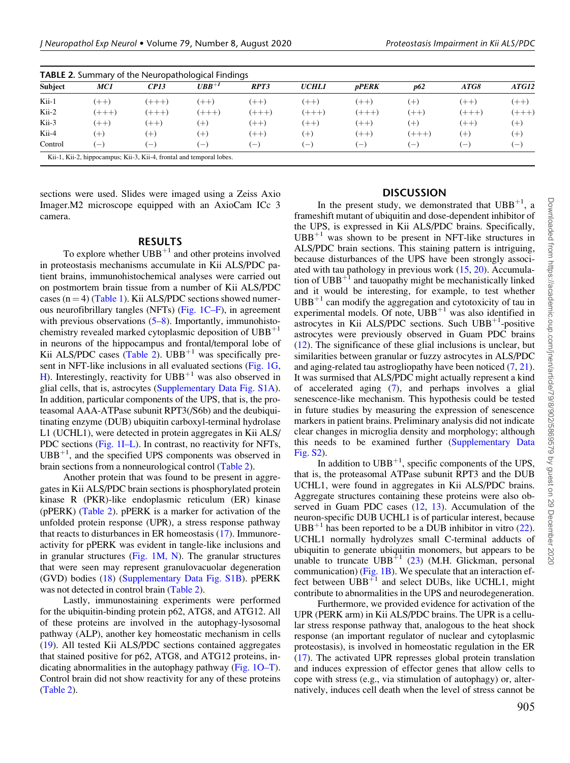**TABLE 2.** Summary of the Neuropathological Findings

| Subject | *MC1* | *CP13* | *UBB*$^{+1}$ | *RPT3* | *UCHL1* | *pPERK* | *p62* | *ATG8* | *ATG12* |
|---|---|---|---|---|---|---|---|---|---|
| Kii-1 | (++) | (+++) | (++) | (++) | (++) | (++) | (+) | (++) | (++) |
| Kii-2 | (+++) | (+++) | (+++) | (+++) | (+++) | (+++) | (++) | (+++) | (+++) |
| Kii-3 | (++) | (++) | (+) | (++) | (++) | (++) | (+) | (++) | (+) |
| Kii-4 | (+) | (+) | (+) | (++) | (+) | (++) | (+++) | (+) | (+) |
| Control | (−) | (−) | (−) | (−) | (−) | (−) | (−) | (−) | (−) |

Kii-1, Kii-2, hippocampus; Kii-3, Kii-4, frontal and temporal lobes.

sections were used. Slides were imaged using a Zeiss Axio Imager.M2 microscope equipped with an AxioCam ICc 3 camera.

## RESULTS

To explore whether UBB$^{+1}$ and other proteins involved in proteostasis mechanisms accumulate in Kii ALS/PDC patient brains, immunohistochemical analyses were carried out on postmortem brain tissue from a number of Kii ALS/PDC cases (n = 4) (Table 1). Kii ALS/PDC sections showed numerous neurofibrillary tangles (NFTs) (Fig. 1C–F), in agreement with previous observations (5–8). Importantly, immunohistochemistry revealed marked cytoplasmic deposition of UBB$^{+1}$ in neurons of the hippocampus and frontal/temporal lobe of Kii ALS/PDC cases (Table 2). UBB$^{+1}$ was specifically present in NFT-like inclusions in all evaluated sections (Fig. 1G, H). Interestingly, reactivity for UBB$^{+1}$ was also observed in glial cells, that is, astrocytes (Supplementary Data Fig. S1A). In addition, particular components of the UPS, that is, the proteasomal AAA-ATPase subunit RPT3(/S6b) and the deubiquitinating enzyme (DUB) ubiquitin carboxyl-terminal hydrolase L1 (UCHL1), were detected in protein aggregates in Kii ALS/PDC sections (Fig. 1I–L). In contrast, no reactivity for NFTs, UBB$^{+1}$, and the specified UPS components was observed in brain sections from a nonneurological control (Table 2).

Another protein that was found to be present in aggregates in Kii ALS/PDC brain sections is phosphorylated protein kinase R (PKR)-like endoplasmic reticulum (ER) kinase (pPERK) (Table 2). pPERK is a marker for activation of the unfolded protein response (UPR), a stress response pathway that reacts to disturbances in ER homeostasis (17). Immunoreactivity for pPERK was evident in tangle-like inclusions and in granular structures (Fig. 1M, N). The granular structures that were seen may represent granulovacuolar degeneration (GVD) bodies (18) (Supplementary Data Fig. S1B). pPERK was not detected in control brain (Table 2).

Lastly, immunostaining experiments were performed for the ubiquitin-binding protein p62, ATG8, and ATG12. All of these proteins are involved in the autophagy-lysosomal pathway (ALP), another key homeostatic mechanism in cells (19). All tested Kii ALS/PDC sections contained aggregates that stained positive for p62, ATG8, and ATG12 proteins, indicating abnormalities in the autophagy pathway (Fig. 1O–T). Control brain did not show reactivity for any of these proteins (Table 2).

## DISCUSSION

In the present study, we demonstrated that UBB$^{+1}$, a frameshift mutant of ubiquitin and dose-dependent inhibitor of the UPS, is expressed in Kii ALS/PDC brains. Specifically, UBB$^{+1}$ was shown to be present in NFT-like structures in ALS/PDC brain sections. This staining pattern is intriguing, because disturbances of the UPS have been strongly associated with tau pathology in previous work (15, 20). Accumulation of UBB$^{+1}$ and tauopathy might be mechanistically linked and it would be interesting, for example, to test whether UBB$^{+1}$ can modify the aggregation and cytotoxicity of tau in experimental models. Of note, UBB$^{+1}$ was also identified in astrocytes in Kii ALS/PDC sections. Such UBB$^{+1}$-positive astrocytes were previously observed in Guam PDC brains (12). The significance of these glial inclusions is unclear, but similarities between granular or fuzzy astrocytes in ALS/PDC and aging-related tau astrogliopathy have been noticed (7, 21). It was surmised that ALS/PDC might actually represent a kind of accelerated aging (7), and perhaps involves a glial senescence-like mechanism. This hypothesis could be tested in future studies by measuring the expression of senescence markers in patient brains. Preliminary analysis did not indicate clear changes in microglia density and morphology; although this needs to be examined further (Supplementary Data Fig. S2).

In addition to UBB$^{+1}$, specific components of the UPS, that is, the proteasomal ATPase subunit RPT3 and the DUB UCHL1, were found in aggregates in Kii ALS/PDC brains. Aggregate structures containing these proteins were also observed in Guam PDC cases (12, 13). Accumulation of the neuron-specific DUB UCHL1 is of particular interest, because UBB$^{+1}$ has been reported to be a DUB inhibitor in vitro (22). UCHL1 normally hydrolyzes small C-terminal adducts of ubiquitin to generate ubiquitin monomers, but appears to be unable to truncate UBB$^{+1}$ (23) (M.H. Glickman, personal communication) (Fig. 1B). We speculate that an interaction effect between UBB$^{+1}$ and select DUBs, like UCHL1, might contribute to abnormalities in the UPS and neurodegeneration.

Furthermore, we provided evidence for activation of the UPR (PERK arm) in Kii ALS/PDC brains. The UPR is a cellular stress response pathway that, analogous to the heat shock response (an important regulator of nuclear and cytoplasmic proteostasis), is involved in homeostatic regulation in the ER (17). The activated UPR represses global protein translation and induces expression of effector genes that allow cells to cope with stress (e.g., via stimulation of autophagy) or, alternatively, induces cell death when the level of stress cannot be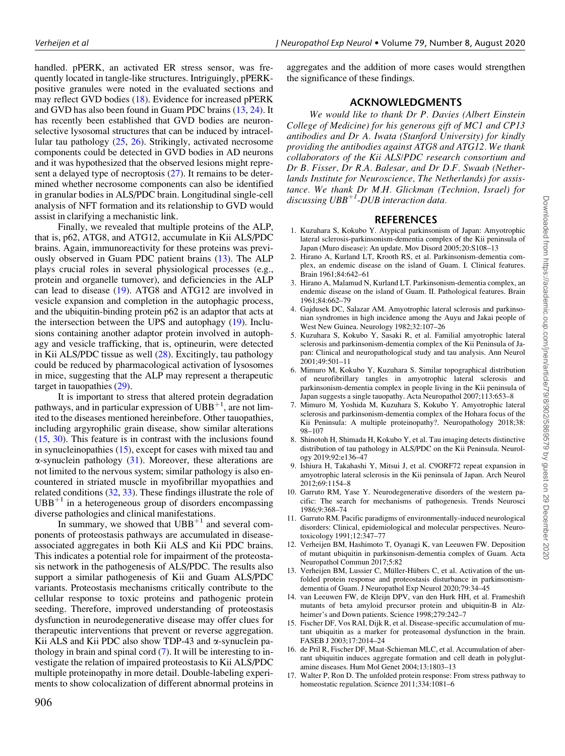handled. pPERK, an activated ER stress sensor, was frequently located in tangle-like structures. Intriguingly, pPERK-positive granules were noted in the evaluated sections and may reflect GVD bodies (18). Evidence for increased pPERK and GVD has also been found in Guam PDC brains (13, 24). It has recently been established that GVD bodies are neuron-selective lysosomal structures that can be induced by intracellular tau pathology (25, 26). Strikingly, activated necrosome components could be detected in GVD bodies in AD neurons and it was hypothesized that the observed lesions might represent a delayed type of necroptosis (27). It remains to be determined whether necrosome components can also be identified in granular bodies in ALS/PDC brain. Longitudinal single-cell analysis of NFT formation and its relationship to GVD would assist in clarifying a mechanistic link.

Finally, we revealed that multiple proteins of the ALP, that is, p62, ATG8, and ATG12, accumulate in Kii ALS/PDC brains. Again, immunoreactivity for these proteins was previously observed in Guam PDC patient brains (13). The ALP plays crucial roles in several physiological processes (e.g., protein and organelle turnover), and deficiencies in the ALP can lead to disease (19). ATG8 and ATG12 are involved in vesicle expansion and completion in the autophagic process, and the ubiquitin-binding protein p62 is an adaptor that acts at the intersection between the UPS and autophagy (19). Inclusions containing another adaptor protein involved in autophagy and vesicle trafficking, that is, optineurin, were detected in Kii ALS/PDC tissue as well (28). Excitingly, tau pathology could be reduced by pharmacological activation of lysosomes in mice, suggesting that the ALP may represent a therapeutic target in tauopathies (29).

It is important to stress that altered protein degradation pathways, and in particular expression of $UBB^{+1}$, are not limited to the diseases mentioned hereinbefore. Other tauopathies, including argyrophilic grain disease, show similar alterations (15, 30). This feature is in contrast with the inclusions found in synucleinopathies (15), except for cases with mixed tau and α-synuclein pathology (31). Moreover, these alterations are not limited to the nervous system; similar pathology is also encountered in striated muscle in myofibrillar myopathies and related conditions (32, 33). These findings illustrate the role of $UBB^{+1}$ in a heterogeneous group of disorders encompassing diverse pathologies and clinical manifestations.

In summary, we showed that $UBB^{+1}$ and several components of proteostasis pathways are accumulated in disease-associated aggregates in both Kii ALS and Kii PDC brains. This indicates a potential role for impairment of the proteostasis network in the pathogenesis of ALS/PDC. The results also support a similar pathogenesis of Kii and Guam ALS/PDC variants. Proteostasis mechanisms critically contribute to the cellular response to toxic proteins and pathogenic protein seeding. Therefore, improved understanding of proteostasis dysfunction in neurodegenerative disease may offer clues for therapeutic interventions that prevent or reverse aggregation. Kii ALS and Kii PDC also show TDP-43 and α-synuclein pathology in brain and spinal cord (7). It will be interesting to investigate the relation of impaired proteostasis to Kii ALS/PDC multiple proteinopathy in more detail. Double-labeling experiments to show colocalization of different abnormal proteins in aggregates and the addition of more cases would strengthen the significance of these findings.

## ACKNOWLEDGMENTS

*We would like to thank Dr P. Davies (Albert Einstein College of Medicine) for his generous gift of MC1 and CP13 antibodies and Dr A. Iwata (Stanford University) for kindly providing the antibodies against ATG8 and ATG12. We thank collaborators of the Kii ALS/PDC research consortium and Dr B. Fisser, Dr R.A. Balesar, and Dr D.F. Swaab (Netherlands Institute for Neuroscience, The Netherlands) for assistance. We thank Dr M.H. Glickman (Technion, Israel) for discussing $UBB^{+1}$-DUB interaction data.*

## REFERENCES

1. Kuzuhara S, Kokubo Y. Atypical parkinsonism of Japan: Amyotrophic lateral sclerosis-parkinsonism-dementia complex of the Kii peninsula of Japan (Muro disease): An update. Mov Disord 2005;20:S108–13
2. Hirano A, Kurland LT, Krooth RS, et al. Parkinsonism-dementia complex, an endemic disease on the island of Guam. I. Clinical features. Brain 1961;84:642–61
3. Hirano A, Malamud N, Kurland LT. Parkinsonism-dementia complex, an endemic disease on the island of Guam. II. Pathological features. Brain 1961;84:662–79
4. Gajdusek DC, Salazar AM. Amyotrophic lateral sclerosis and parkinsonian syndromes in high incidence among the Auyu and Jakai people of West New Guinea. Neurology 1982;32:107–26
5. Kuzuhara S, Kokubo Y, Sasaki R, et al. Familial amyotrophic lateral sclerosis and parkinsonism-dementia complex of the Kii Peninsula of Japan: Clinical and neuropathological study and tau analysis. Ann Neurol 2001;49:501–11
6. Mimuro M, Kokubo Y, Kuzuhara S. Similar topographical distribution of neurofibrillary tangles in amyotrophic lateral sclerosis and parkinsonism-dementia complex in people living in the Kii peninsula of Japan suggests a single tauopathy. Acta Neuropathol 2007;113:653–8
7. Mimuro M, Yoshida M, Kuzuhara S, Kokubo Y. Amyotrophic lateral sclerosis and parkinsonism-dementia complex of the Hohara focus of the Kii Peninsula: A multiple proteinopathy?. Neuropathology 2018;38:98–107
8. Shinotoh H, Shimada H, Kokubo Y, et al. Tau imaging detects distinctive distribution of tau pathology in ALS/PDC on the Kii Peninsula. Neurology 2019;92:e136–47
9. Ishiura H, Takahashi Y, Mitsui J, et al. C9ORF72 repeat expansion in amyotrophic lateral sclerosis in the Kii peninsula of Japan. Arch Neurol 2012;69:1154–8
10. Garruto RM, Yase Y. Neurodegenerative disorders of the western pacific: The search for mechanisms of pathogenesis. Trends Neurosci 1986;9:368–74
11. Garruto RM. Pacific paradigms of environmentally-induced neurological disorders: Clinical, epidemiological and molecular perspectives. Neurotoxicology 1991;12:347–77
12. Verheijen BM, Hashimoto T, Oyanagi K, van Leeuwen FW. Deposition of mutant ubiquitin in parkinsonism-dementia complex of Guam. Acta Neuropathol Commun 2017;5:82
13. Verheijen BM, Lussier C, Müller-Hübers C, et al. Activation of the unfolded protein response and proteostasis disturbance in parkinsonism-dementia of Guam. J Neuropathol Exp Neurol 2020;79:34–45
14. van Leeuwen FW, de Kleijn DPV, van den Hurk HH, et al. Frameshift mutants of beta amyloid precursor protein and ubiquitin-B in Alzheimer's and Down patients. Science 1998;279:242–7
15. Fischer DF, Vos RAI, Dijk R, et al. Disease-specific accumulation of mutant ubiquitin as a marker for proteasomal dysfunction in the brain. FASEB J 2003;17:2014–24
16. de Pril R, Fischer DF, Maat-Schieman MLC, et al. Accumulation of aberrant ubiquitin induces aggregate formation and cell death in polyglutamine diseases. Hum Mol Genet 2004;13:1803–13
17. Walter P, Ron D. The unfolded protein response: From stress pathway to homeostatic regulation. Science 2011;334:1081–6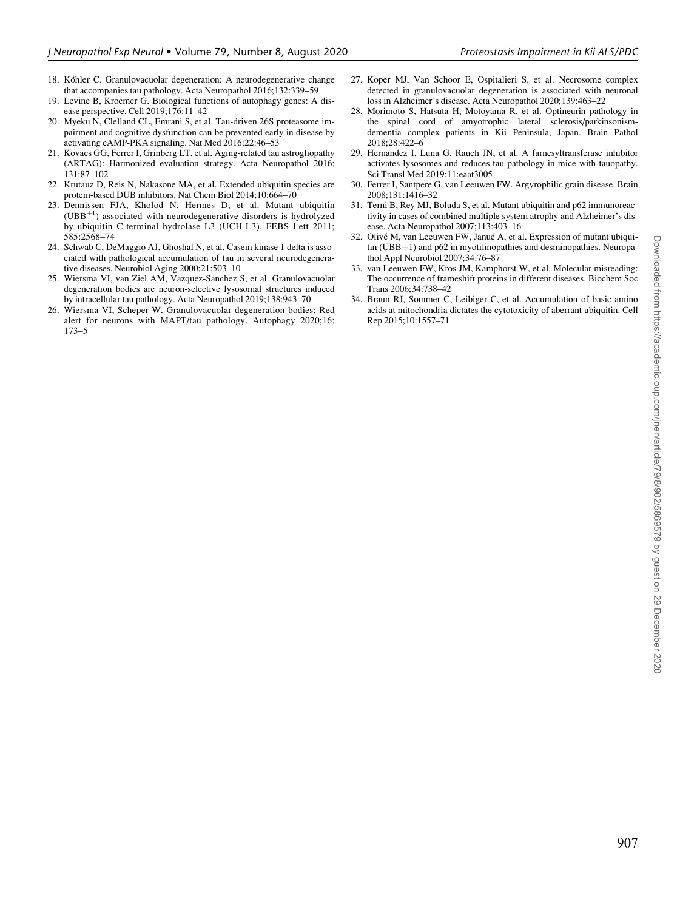18. Köhler C. Granulovacuolar degeneration: A neurodegenerative change that accompanies tau pathology. Acta Neuropathol 2016;132:339–59
19. Levine B, Kroemer G. Biological functions of autophagy genes: A disease perspective. Cell 2019;176:11–42
20. Myeku N, Clelland CL, Emrani S, et al. Tau-driven 26S proteasome impairment and cognitive dysfunction can be prevented early in disease by activating cAMP-PKA signaling. Nat Med 2016;22:46–53
21. Kovacs GG, Ferrer I, Grinberg LT, et al. Aging-related tau astrogliopathy (ARTAG): Harmonized evaluation strategy. Acta Neuropathol 2016; 131:87–102
22. Krutauz D, Reis N, Nakasone MA, et al. Extended ubiquitin species are protein-based DUB inhibitors. Nat Chem Biol 2014;10:664–70
23. Dennissen FJA, Kholod N, Hermes D, et al. Mutant ubiquitin ($UBB^{+1}$) associated with neurodegenerative disorders is hydrolyzed by ubiquitin C-terminal hydrolase L3 (UCH-L3). FEBS Lett 2011; 585:2568–74
24. Schwab C, DeMaggio AJ, Ghoshal N, et al. Casein kinase 1 delta is associated with pathological accumulation of tau in several neurodegenerative diseases. Neurobiol Aging 2000;21:503–10
25. Wiersma VI, van Ziel AM, Vazquez-Sanchez S, et al. Granulovacuolar degeneration bodies are neuron-selective lysosomal structures induced by intracellular tau pathology. Acta Neuropathol 2019;138:943–70
26. Wiersma VI, Scheper W. Granulovacuolar degeneration bodies: Red alert for neurons with MAPT/tau pathology. Autophagy 2020;16: 173–5
27. Koper MJ, Van Schoor E, Ospitalieri S, et al. Necrosome complex detected in granulovacuolar degeneration is associated with neuronal loss in Alzheimer's disease. Acta Neuropathol 2020;139:463–22
28. Morimoto S, Hatsuta H, Motoyama R, et al. Optineurin pathology in the spinal cord of amyotrophic lateral sclerosis/parkinsonism-dementia complex patients in Kii Peninsula, Japan. Brain Pathol 2018;28:422–6
29. Hernandez I, Luna G, Rauch JN, et al. A farnesyltransferase inhibitor activates lysosomes and reduces tau pathology in mice with tauopathy. Sci Transl Med 2019;11:eaat3005
30. Ferrer I, Santpere G, van Leeuwen FW. Argyrophilic grain disease. Brain 2008;131:1416–32
31. Terni B, Rey MJ, Boluda S, et al. Mutant ubiquitin and p62 immunoreactivity in cases of combined multiple system atrophy and Alzheimer's disease. Acta Neuropathol 2007;113:403–16
32. Olivé M, van Leeuwen FW, Janué A, et al. Expression of mutant ubiquitin (UBB+1) and p62 in myotilinopathies and desminopathies. Neuropathol Appl Neurobiol 2007;34:76–87
33. van Leeuwen FW, Kros JM, Kamphorst W, et al. Molecular misreading: The occurrence of frameshift proteins in different diseases. Biochem Soc Trans 2006;34:738–42
34. Braun RJ, Sommer C, Leibiger C, et al. Accumulation of basic amino acids at mitochondria dictates the cytotoxicity of aberrant ubiquitin. Cell Rep 2015;10:1557–71